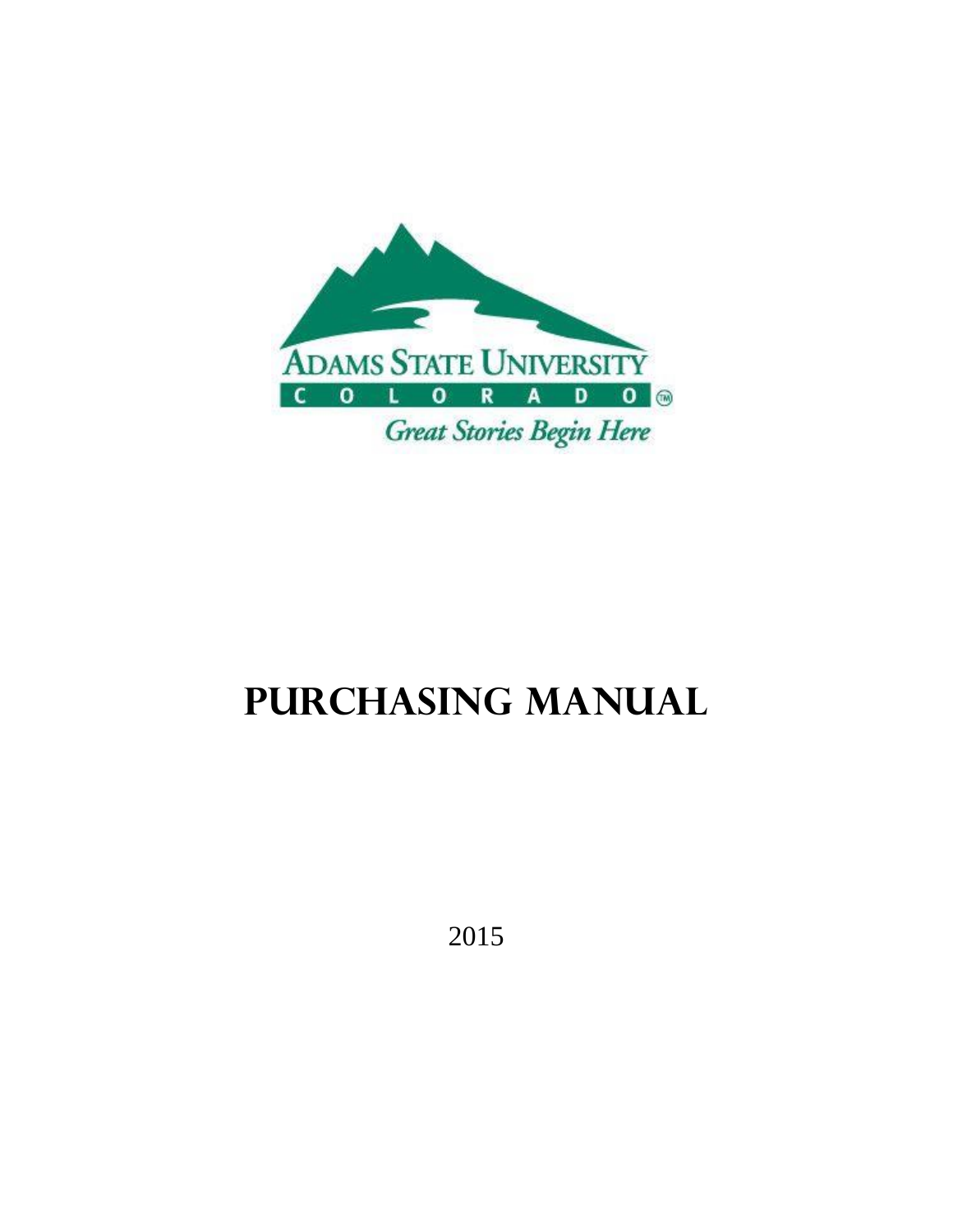ADAMS STATE UNIVERSITY

COLORADO™

*Great Stories Begin Here*

# PURCHASING MANUAL

2015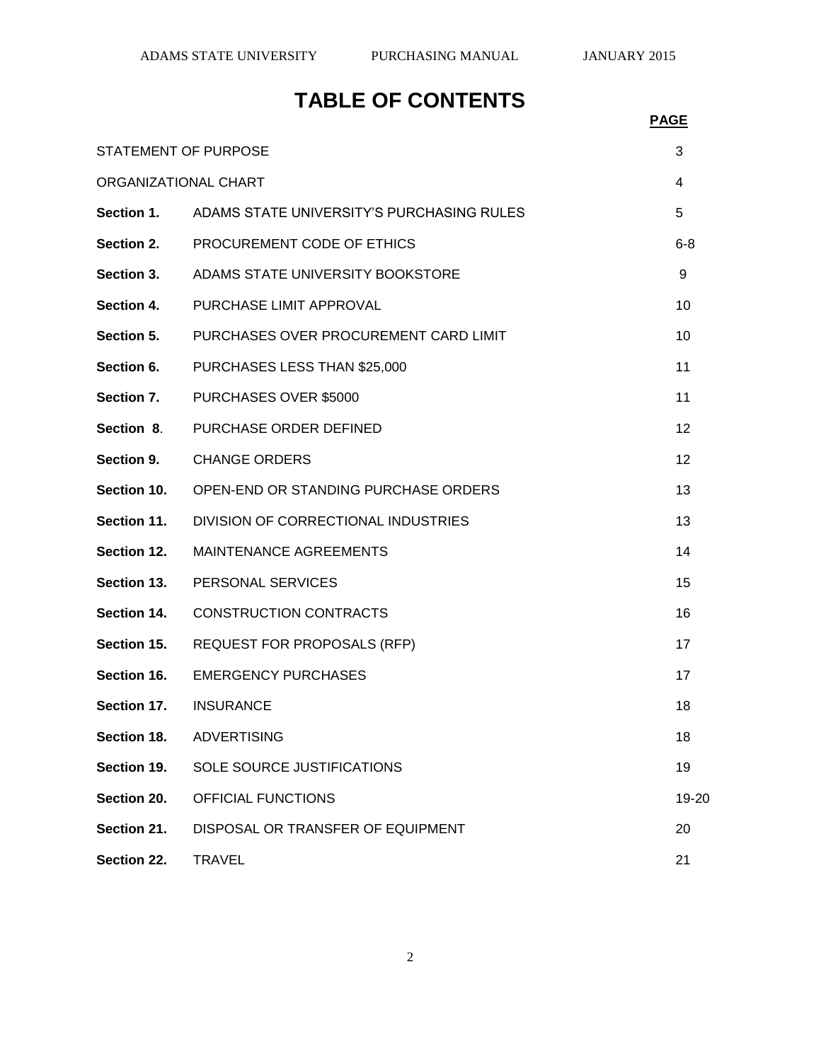# TABLE OF CONTENTS

| | | PAGE |
|---|---|---|
| STATEMENT OF PURPOSE | | 3 |
| ORGANIZATIONAL CHART | | 4 |
| **Section 1.** | ADAMS STATE UNIVERSITY'S PURCHASING RULES | 5 |
| **Section 2.** | PROCUREMENT CODE OF ETHICS | 6-8 |
| **Section 3.** | ADAMS STATE UNIVERSITY BOOKSTORE | 9 |
| **Section 4.** | PURCHASE LIMIT APPROVAL | 10 |
| **Section 5.** | PURCHASES OVER PROCUREMENT CARD LIMIT | 10 |
| **Section 6.** | PURCHASES LESS THAN $25,000 | 11 |
| **Section 7.** | PURCHASES OVER $5000 | 11 |
| **Section 8**. | PURCHASE ORDER DEFINED | 12 |
| **Section 9.** | CHANGE ORDERS | 12 |
| **Section 10.** | OPEN-END OR STANDING PURCHASE ORDERS | 13 |
| **Section 11.** | DIVISION OF CORRECTIONAL INDUSTRIES | 13 |
| **Section 12.** | MAINTENANCE AGREEMENTS | 14 |
| **Section 13.** | PERSONAL SERVICES | 15 |
| **Section 14.** | CONSTRUCTION CONTRACTS | 16 |
| **Section 15.** | REQUEST FOR PROPOSALS (RFP) | 17 |
| **Section 16.** | EMERGENCY PURCHASES | 17 |
| **Section 17.** | INSURANCE | 18 |
| **Section 18.** | ADVERTISING | 18 |
| **Section 19.** | SOLE SOURCE JUSTIFICATIONS | 19 |
| **Section 20.** | OFFICIAL FUNCTIONS | 19-20 |
| **Section 21.** | DISPOSAL OR TRANSFER OF EQUIPMENT | 20 |
| **Section 22.** | TRAVEL | 21 |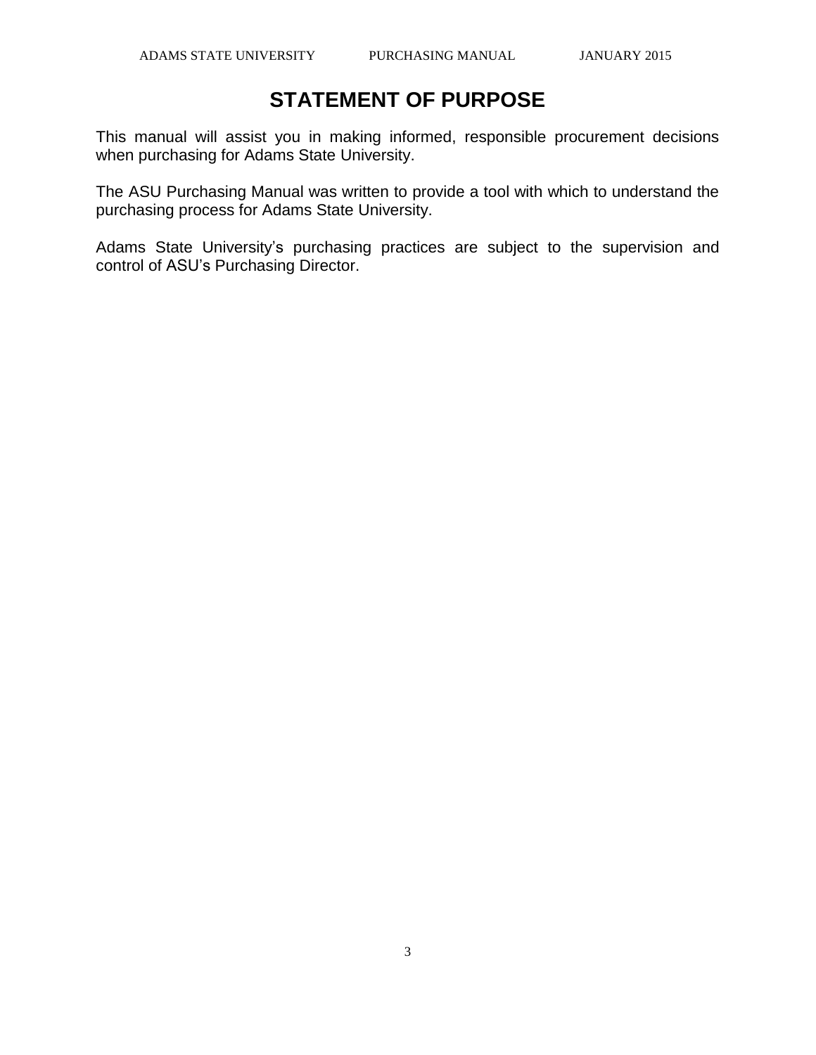# STATEMENT OF PURPOSE

This manual will assist you in making informed, responsible procurement decisions when purchasing for Adams State University.

The ASU Purchasing Manual was written to provide a tool with which to understand the purchasing process for Adams State University.

Adams State University's purchasing practices are subject to the supervision and control of ASU's Purchasing Director.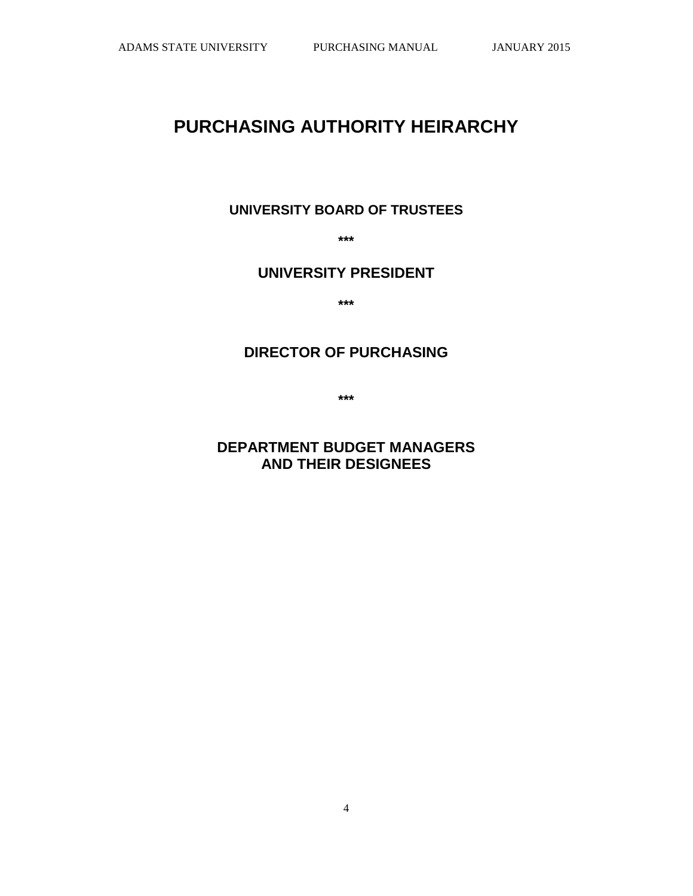# PURCHASING AUTHORITY HEIRARCHY

**UNIVERSITY BOARD OF TRUSTEES**

**\*\*\***

**UNIVERSITY PRESIDENT**

**\*\*\***

**DIRECTOR OF PURCHASING**

**\*\*\***

**DEPARTMENT BUDGET MANAGERS AND THEIR DESIGNEES**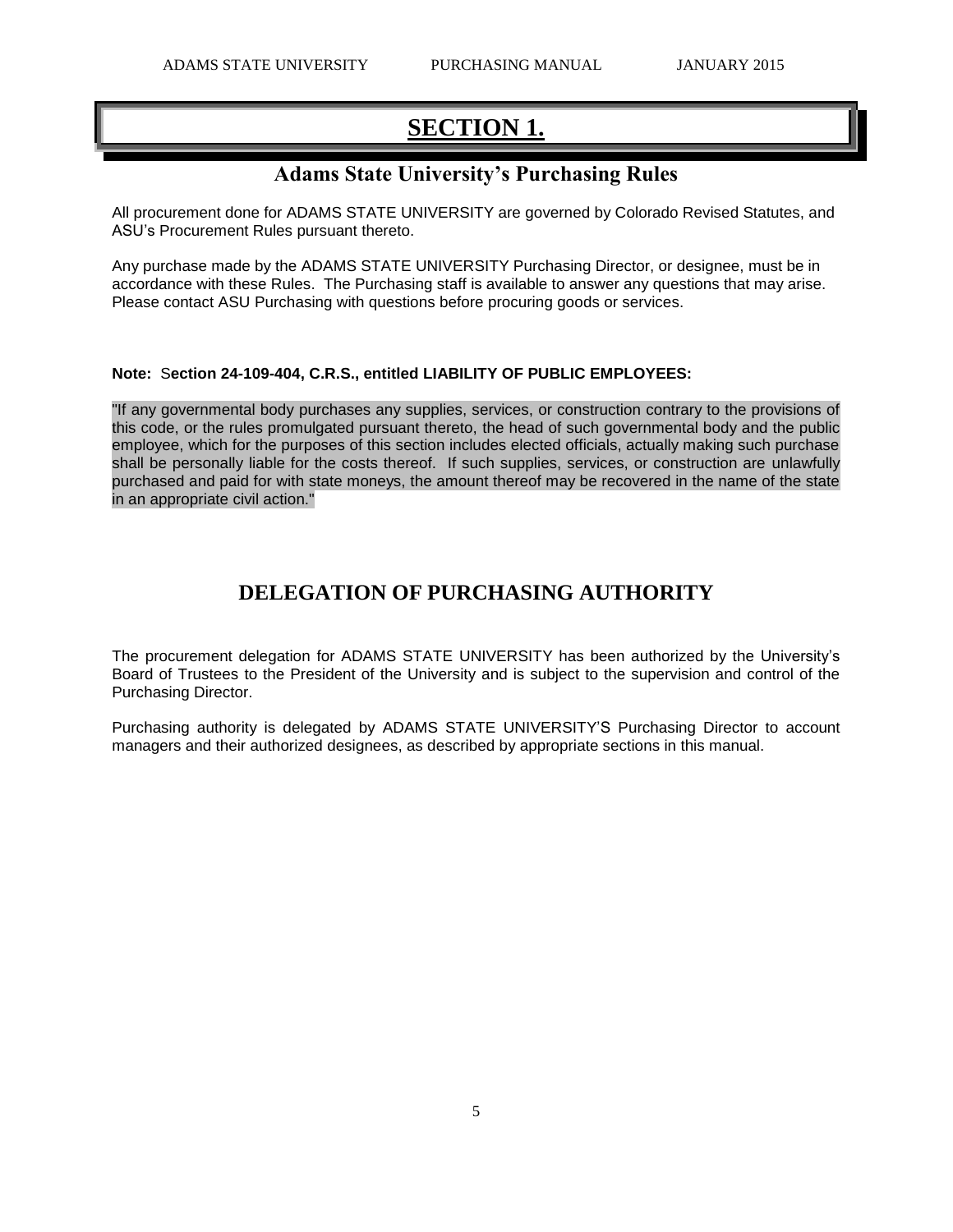# SECTION 1.

## Adams State University's Purchasing Rules

All procurement done for ADAMS STATE UNIVERSITY are governed by Colorado Revised Statutes, and ASU's Procurement Rules pursuant thereto.

Any purchase made by the ADAMS STATE UNIVERSITY Purchasing Director, or designee, must be in accordance with these Rules. The Purchasing staff is available to answer any questions that may arise. Please contact ASU Purchasing with questions before procuring goods or services.

**Note: Section 24-109-404, C.R.S., entitled LIABILITY OF PUBLIC EMPLOYEES:**

"If any governmental body purchases any supplies, services, or construction contrary to the provisions of this code, or the rules promulgated pursuant thereto, the head of such governmental body and the public employee, which for the purposes of this section includes elected officials, actually making such purchase shall be personally liable for the costs thereof. If such supplies, services, or construction are unlawfully purchased and paid for with state moneys, the amount thereof may be recovered in the name of the state in an appropriate civil action."

## DELEGATION OF PURCHASING AUTHORITY

The procurement delegation for ADAMS STATE UNIVERSITY has been authorized by the University's Board of Trustees to the President of the University and is subject to the supervision and control of the Purchasing Director.

Purchasing authority is delegated by ADAMS STATE UNIVERSITY'S Purchasing Director to account managers and their authorized designees, as described by appropriate sections in this manual.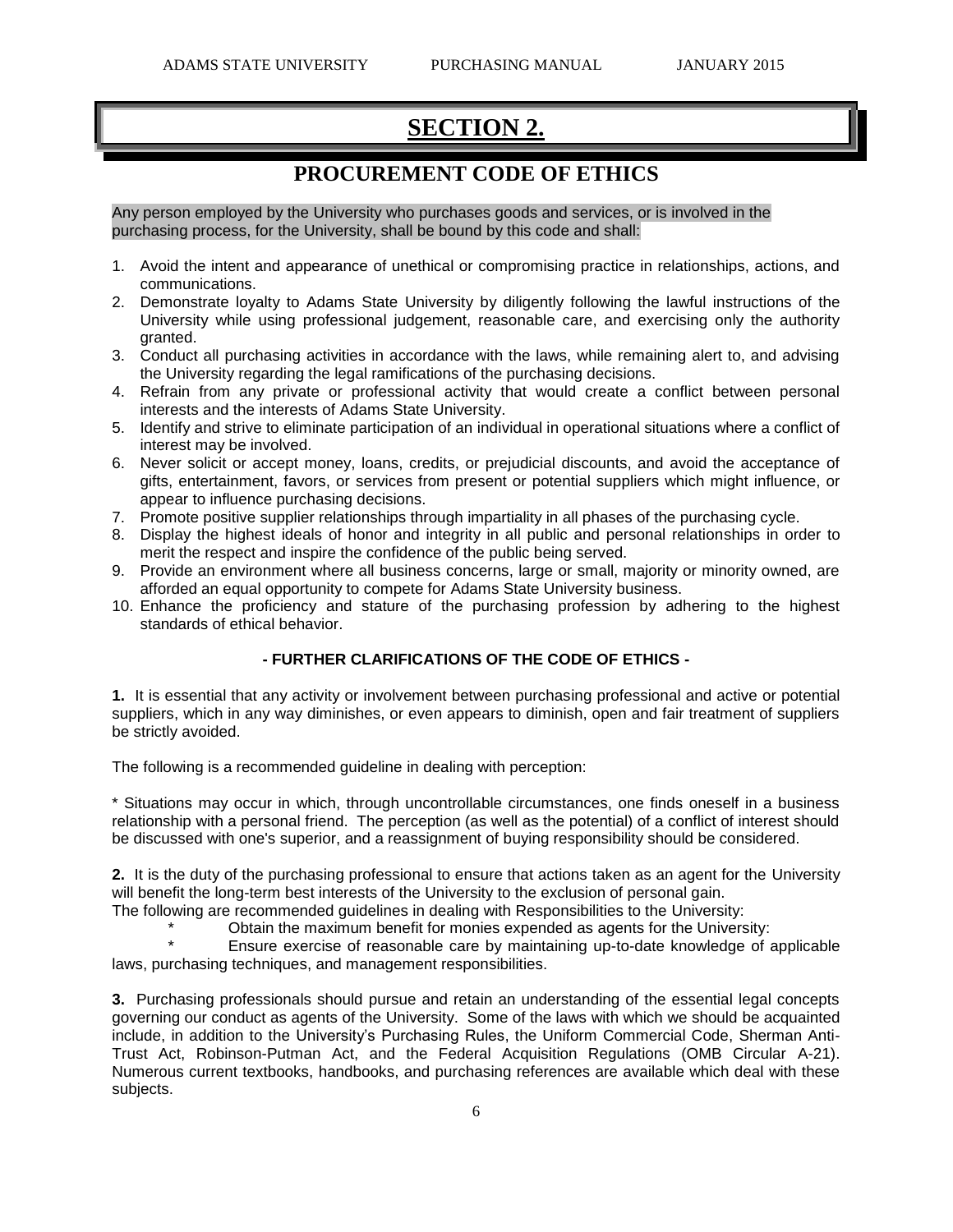# SECTION 2.

## PROCUREMENT CODE OF ETHICS

Any person employed by the University who purchases goods and services, or is involved in the purchasing process, for the University, shall be bound by this code and shall:

1. Avoid the intent and appearance of unethical or compromising practice in relationships, actions, and communications.
2. Demonstrate loyalty to Adams State University by diligently following the lawful instructions of the University while using professional judgement, reasonable care, and exercising only the authority granted.
3. Conduct all purchasing activities in accordance with the laws, while remaining alert to, and advising the University regarding the legal ramifications of the purchasing decisions.
4. Refrain from any private or professional activity that would create a conflict between personal interests and the interests of Adams State University.
5. Identify and strive to eliminate participation of an individual in operational situations where a conflict of interest may be involved.
6. Never solicit or accept money, loans, credits, or prejudicial discounts, and avoid the acceptance of gifts, entertainment, favors, or services from present or potential suppliers which might influence, or appear to influence purchasing decisions.
7. Promote positive supplier relationships through impartiality in all phases of the purchasing cycle.
8. Display the highest ideals of honor and integrity in all public and personal relationships in order to merit the respect and inspire the confidence of the public being served.
9. Provide an environment where all business concerns, large or small, majority or minority owned, are afforded an equal opportunity to compete for Adams State University business.
10. Enhance the proficiency and stature of the purchasing profession by adhering to the highest standards of ethical behavior.

**- FURTHER CLARIFICATIONS OF THE CODE OF ETHICS -**

**1.** It is essential that any activity or involvement between purchasing professional and active or potential suppliers, which in any way diminishes, or even appears to diminish, open and fair treatment of suppliers be strictly avoided.

The following is a recommended guideline in dealing with perception:

* Situations may occur in which, through uncontrollable circumstances, one finds oneself in a business relationship with a personal friend. The perception (as well as the potential) of a conflict of interest should be discussed with one's superior, and a reassignment of buying responsibility should be considered.

**2.** It is the duty of the purchasing professional to ensure that actions taken as an agent for the University will benefit the long-term best interests of the University to the exclusion of personal gain.
The following are recommended guidelines in dealing with Responsibilities to the University:

* Obtain the maximum benefit for monies expended as agents for the University:
* Ensure exercise of reasonable care by maintaining up-to-date knowledge of applicable laws, purchasing techniques, and management responsibilities.

**3.** Purchasing professionals should pursue and retain an understanding of the essential legal concepts governing our conduct as agents of the University. Some of the laws with which we should be acquainted include, in addition to the University's Purchasing Rules, the Uniform Commercial Code, Sherman Anti-Trust Act, Robinson-Putman Act, and the Federal Acquisition Regulations (OMB Circular A-21). Numerous current textbooks, handbooks, and purchasing references are available which deal with these subjects.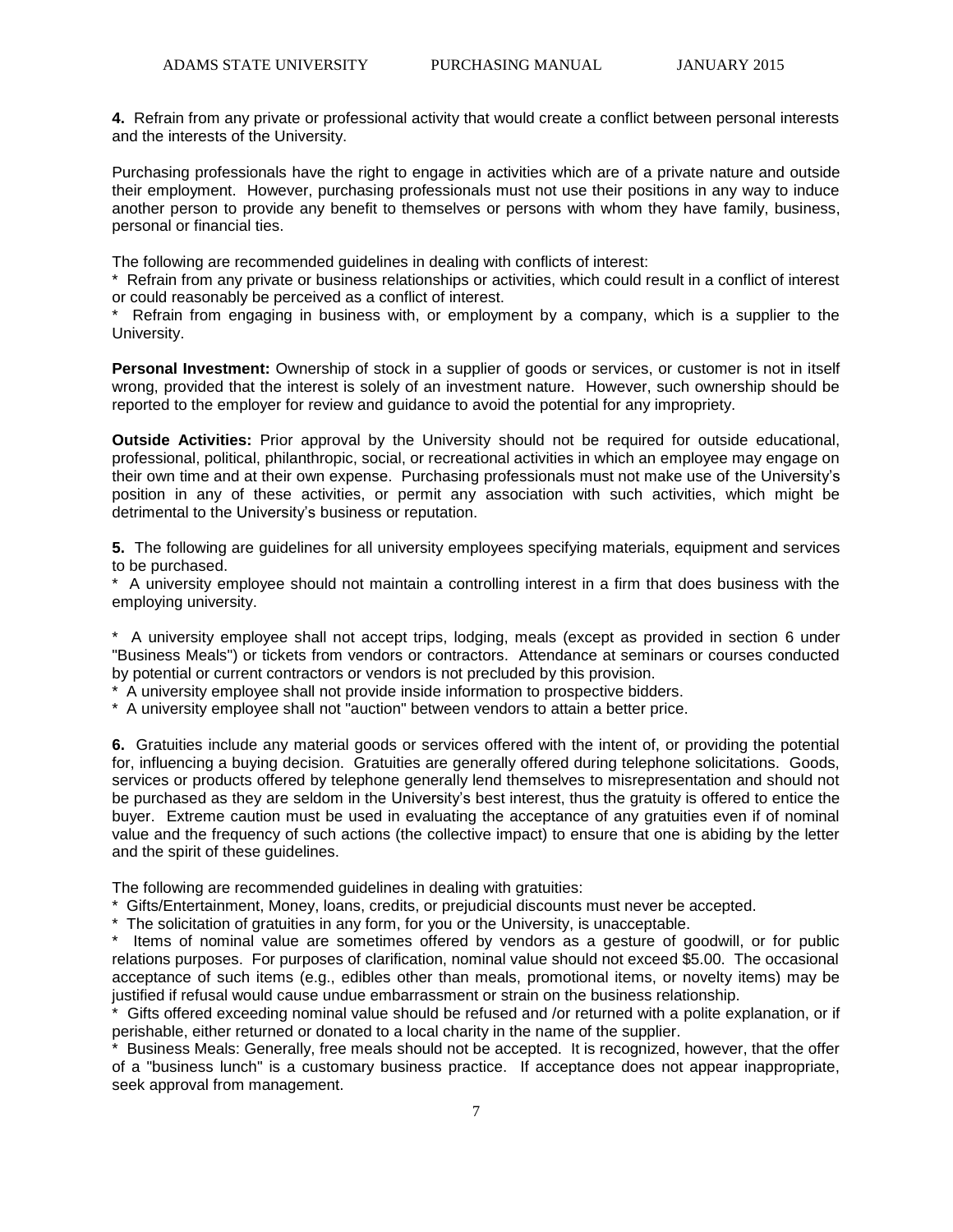**4.** Refrain from any private or professional activity that would create a conflict between personal interests and the interests of the University.

Purchasing professionals have the right to engage in activities which are of a private nature and outside their employment. However, purchasing professionals must not use their positions in any way to induce another person to provide any benefit to themselves or persons with whom they have family, business, personal or financial ties.

The following are recommended guidelines in dealing with conflicts of interest:

* Refrain from any private or business relationships or activities, which could result in a conflict of interest or could reasonably be perceived as a conflict of interest.
* Refrain from engaging in business with, or employment by a company, which is a supplier to the University.

**Personal Investment:** Ownership of stock in a supplier of goods or services, or customer is not in itself wrong, provided that the interest is solely of an investment nature. However, such ownership should be reported to the employer for review and guidance to avoid the potential for any impropriety.

**Outside Activities:** Prior approval by the University should not be required for outside educational, professional, political, philanthropic, social, or recreational activities in which an employee may engage on their own time and at their own expense. Purchasing professionals must not make use of the University's position in any of these activities, or permit any association with such activities, which might be detrimental to the University's business or reputation.

**5.** The following are guidelines for all university employees specifying materials, equipment and services to be purchased.

* A university employee should not maintain a controlling interest in a firm that does business with the employing university.
* A university employee shall not accept trips, lodging, meals (except as provided in section 6 under "Business Meals") or tickets from vendors or contractors. Attendance at seminars or courses conducted by potential or current contractors or vendors is not precluded by this provision.
* A university employee shall not provide inside information to prospective bidders.
* A university employee shall not "auction" between vendors to attain a better price.

**6.** Gratuities include any material goods or services offered with the intent of, or providing the potential for, influencing a buying decision. Gratuities are generally offered during telephone solicitations. Goods, services or products offered by telephone generally lend themselves to misrepresentation and should not be purchased as they are seldom in the University's best interest, thus the gratuity is offered to entice the buyer. Extreme caution must be used in evaluating the acceptance of any gratuities even if of nominal value and the frequency of such actions (the collective impact) to ensure that one is abiding by the letter and the spirit of these guidelines.

The following are recommended guidelines in dealing with gratuities:

* Gifts/Entertainment, Money, loans, credits, or prejudicial discounts must never be accepted.
* The solicitation of gratuities in any form, for you or the University, is unacceptable.
* Items of nominal value are sometimes offered by vendors as a gesture of goodwill, or for public relations purposes. For purposes of clarification, nominal value should not exceed $5.00. The occasional acceptance of such items (e.g., edibles other than meals, promotional items, or novelty items) may be justified if refusal would cause undue embarrassment or strain on the business relationship.
* Gifts offered exceeding nominal value should be refused and /or returned with a polite explanation, or if perishable, either returned or donated to a local charity in the name of the supplier.
* Business Meals: Generally, free meals should not be accepted. It is recognized, however, that the offer of a "business lunch" is a customary business practice. If acceptance does not appear inappropriate, seek approval from management.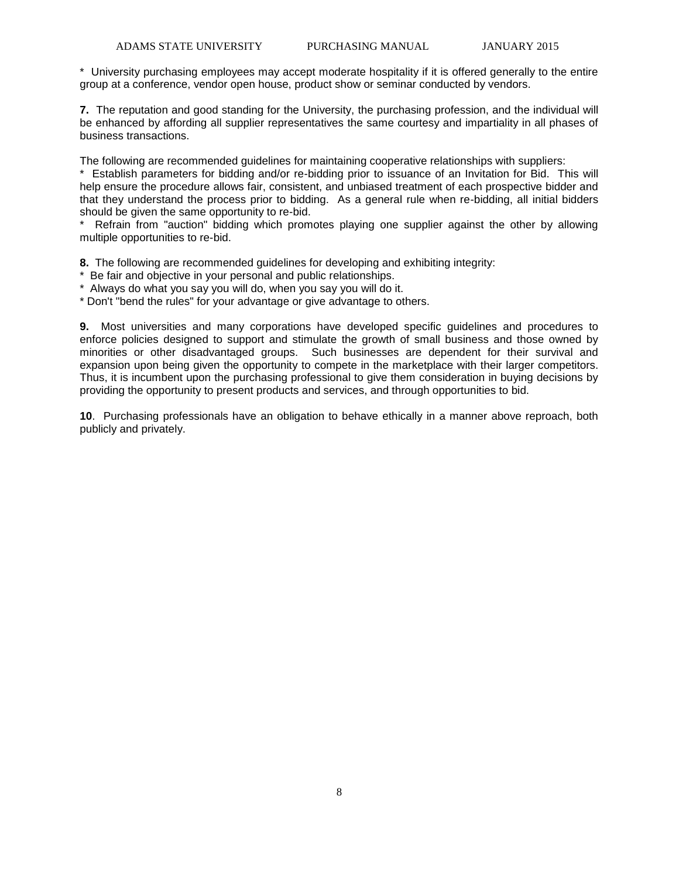* University purchasing employees may accept moderate hospitality if it is offered generally to the entire group at a conference, vendor open house, product show or seminar conducted by vendors.

**7.** The reputation and good standing for the University, the purchasing profession, and the individual will be enhanced by affording all supplier representatives the same courtesy and impartiality in all phases of business transactions.

The following are recommended guidelines for maintaining cooperative relationships with suppliers:

* Establish parameters for bidding and/or re-bidding prior to issuance of an Invitation for Bid. This will help ensure the procedure allows fair, consistent, and unbiased treatment of each prospective bidder and that they understand the process prior to bidding. As a general rule when re-bidding, all initial bidders should be given the same opportunity to re-bid.
* Refrain from "auction" bidding which promotes playing one supplier against the other by allowing multiple opportunities to re-bid.

**8.** The following are recommended guidelines for developing and exhibiting integrity:

* Be fair and objective in your personal and public relationships.
* Always do what you say you will do, when you say you will do it.
* Don't "bend the rules" for your advantage or give advantage to others.

**9.** Most universities and many corporations have developed specific guidelines and procedures to enforce policies designed to support and stimulate the growth of small business and those owned by minorities or other disadvantaged groups. Such businesses are dependent for their survival and expansion upon being given the opportunity to compete in the marketplace with their larger competitors. Thus, it is incumbent upon the purchasing professional to give them consideration in buying decisions by providing the opportunity to present products and services, and through opportunities to bid.

**10**. Purchasing professionals have an obligation to behave ethically in a manner above reproach, both publicly and privately.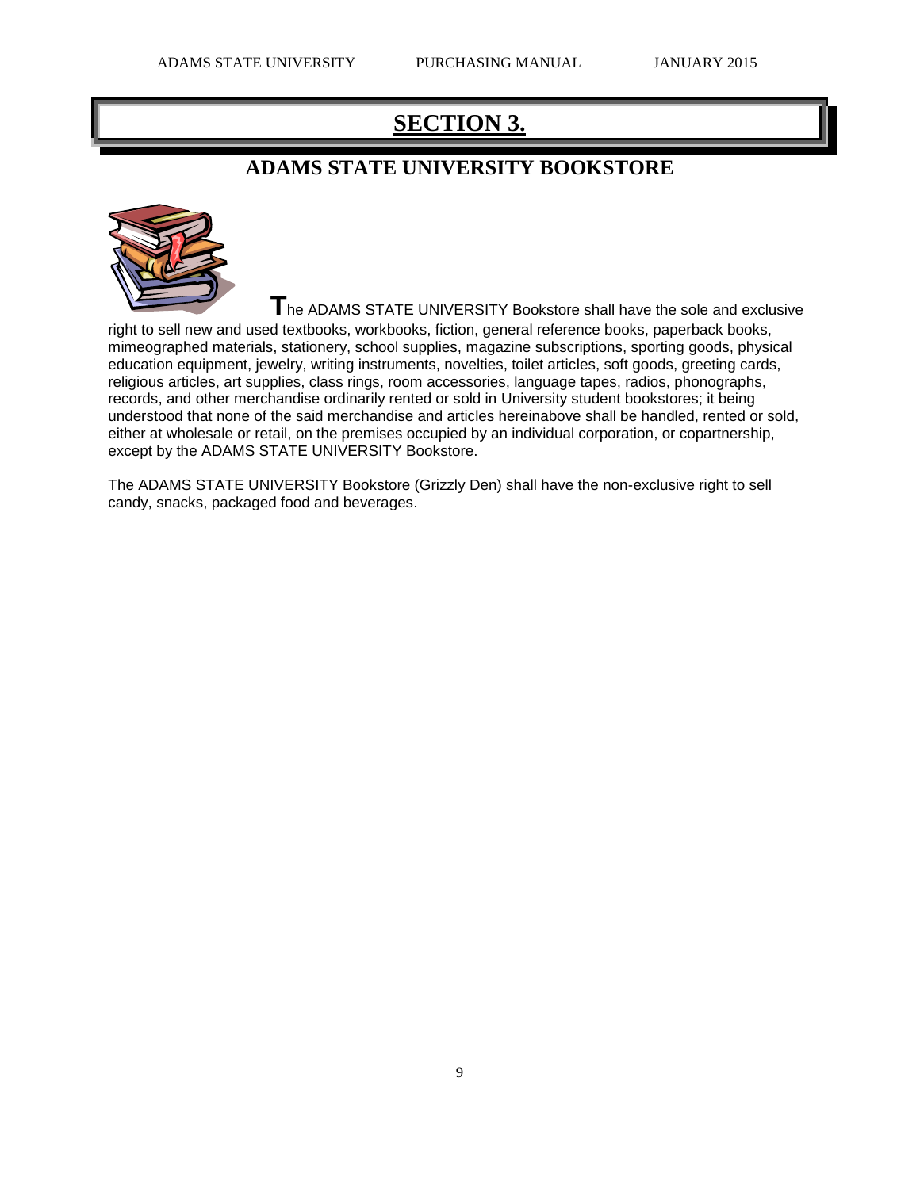# SECTION 3.

## ADAMS STATE UNIVERSITY BOOKSTORE

The ADAMS STATE UNIVERSITY Bookstore shall have the sole and exclusive right to sell new and used textbooks, workbooks, fiction, general reference books, paperback books, mimeographed materials, stationery, school supplies, magazine subscriptions, sporting goods, physical education equipment, jewelry, writing instruments, novelties, toilet articles, soft goods, greeting cards, religious articles, art supplies, class rings, room accessories, language tapes, radios, phonographs, records, and other merchandise ordinarily rented or sold in University student bookstores; it being understood that none of the said merchandise and articles hereinabove shall be handled, rented or sold, either at wholesale or retail, on the premises occupied by an individual corporation, or copartnership, except by the ADAMS STATE UNIVERSITY Bookstore.

The ADAMS STATE UNIVERSITY Bookstore (Grizzly Den) shall have the non-exclusive right to sell candy, snacks, packaged food and beverages.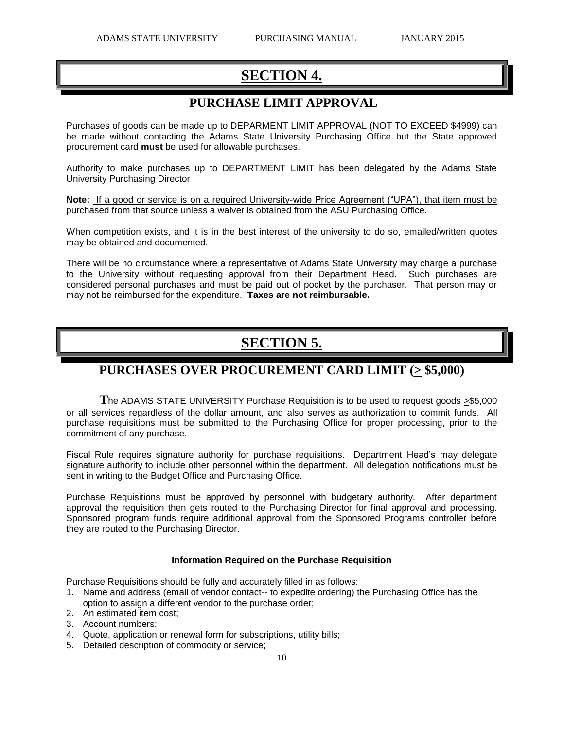# SECTION 4.

## PURCHASE LIMIT APPROVAL

Purchases of goods can be made up to DEPARMENT LIMIT APPROVAL (NOT TO EXCEED $4999) can be made without contacting the Adams State University Purchasing Office but the State approved procurement card **must** be used for allowable purchases.

Authority to make purchases up to DEPARTMENT LIMIT has been delegated by the Adams State University Purchasing Director

**Note:** If a good or service is on a required University-wide Price Agreement ("UPA"), that item must be purchased from that source unless a waiver is obtained from the ASU Purchasing Office.

When competition exists, and it is in the best interest of the university to do so, emailed/written quotes may be obtained and documented.

There will be no circumstance where a representative of Adams State University may charge a purchase to the University without requesting approval from their Department Head. Such purchases are considered personal purchases and must be paid out of pocket by the purchaser. That person may or may not be reimbursed for the expenditure. **Taxes are not reimbursable.**

# SECTION 5.

## PURCHASES OVER PROCUREMENT CARD LIMIT (≥ $5,000)

**T**he ADAMS STATE UNIVERSITY Purchase Requisition is to be used to request goods ≥$5,000 or all services regardless of the dollar amount, and also serves as authorization to commit funds. All purchase requisitions must be submitted to the Purchasing Office for proper processing, prior to the commitment of any purchase.

Fiscal Rule requires signature authority for purchase requisitions. Department Head's may delegate signature authority to include other personnel within the department. All delegation notifications must be sent in writing to the Budget Office and Purchasing Office.

Purchase Requisitions must be approved by personnel with budgetary authority. After department approval the requisition then gets routed to the Purchasing Director for final approval and processing. Sponsored program funds require additional approval from the Sponsored Programs controller before they are routed to the Purchasing Director.

#### Information Required on the Purchase Requisition

Purchase Requisitions should be fully and accurately filled in as follows:

1. Name and address (email of vendor contact-- to expedite ordering) the Purchasing Office has the option to assign a different vendor to the purchase order;
2. An estimated item cost;
3. Account numbers;
4. Quote, application or renewal form for subscriptions, utility bills;
5. Detailed description of commodity or service;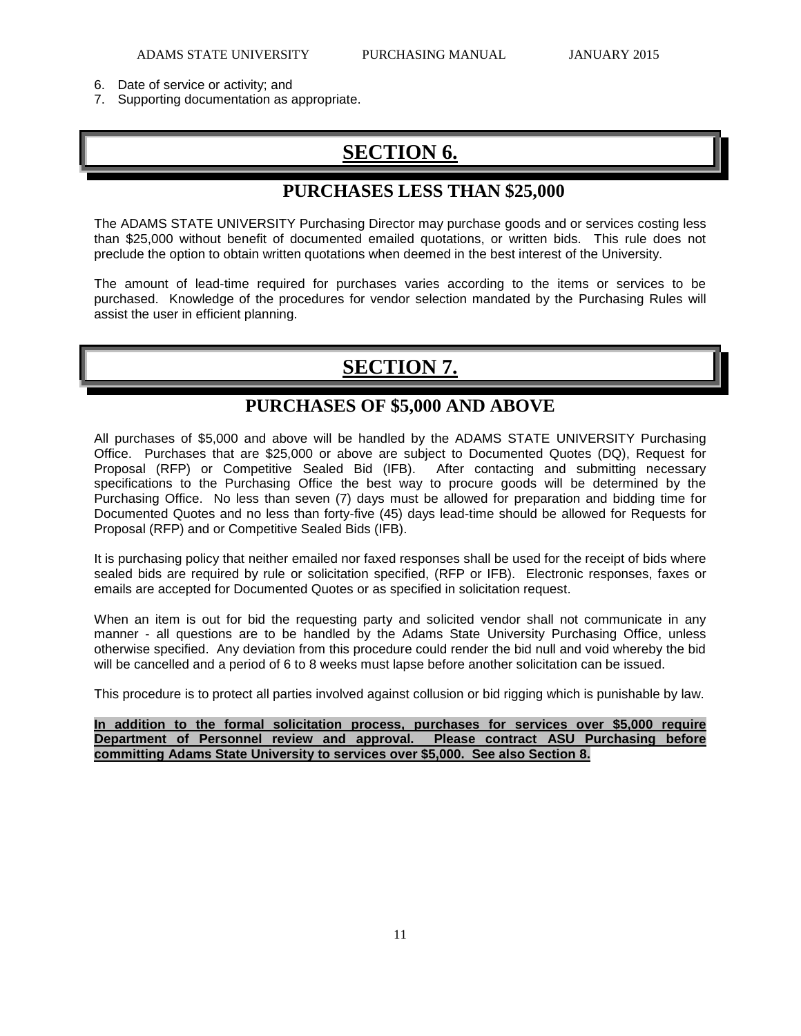6. Date of service or activity; and
7. Supporting documentation as appropriate.

# SECTION 6.

## PURCHASES LESS THAN $25,000

The ADAMS STATE UNIVERSITY Purchasing Director may purchase goods and or services costing less than $25,000 without benefit of documented emailed quotations, or written bids. This rule does not preclude the option to obtain written quotations when deemed in the best interest of the University.

The amount of lead-time required for purchases varies according to the items or services to be purchased. Knowledge of the procedures for vendor selection mandated by the Purchasing Rules will assist the user in efficient planning.

# SECTION 7.

## PURCHASES OF $5,000 AND ABOVE

All purchases of $5,000 and above will be handled by the ADAMS STATE UNIVERSITY Purchasing Office. Purchases that are $25,000 or above are subject to Documented Quotes (DQ), Request for Proposal (RFP) or Competitive Sealed Bid (IFB). After contacting and submitting necessary specifications to the Purchasing Office the best way to procure goods will be determined by the Purchasing Office. No less than seven (7) days must be allowed for preparation and bidding time for Documented Quotes and no less than forty-five (45) days lead-time should be allowed for Requests for Proposal (RFP) and or Competitive Sealed Bids (IFB).

It is purchasing policy that neither emailed nor faxed responses shall be used for the receipt of bids where sealed bids are required by rule or solicitation specified, (RFP or IFB). Electronic responses, faxes or emails are accepted for Documented Quotes or as specified in solicitation request.

When an item is out for bid the requesting party and solicited vendor shall not communicate in any manner - all questions are to be handled by the Adams State University Purchasing Office, unless otherwise specified. Any deviation from this procedure could render the bid null and void whereby the bid will be cancelled and a period of 6 to 8 weeks must lapse before another solicitation can be issued.

This procedure is to protect all parties involved against collusion or bid rigging which is punishable by law.

**In addition to the formal solicitation process, purchases for services over $5,000 require Department of Personnel review and approval. Please contract ASU Purchasing before committing Adams State University to services over $5,000. See also Section 8.**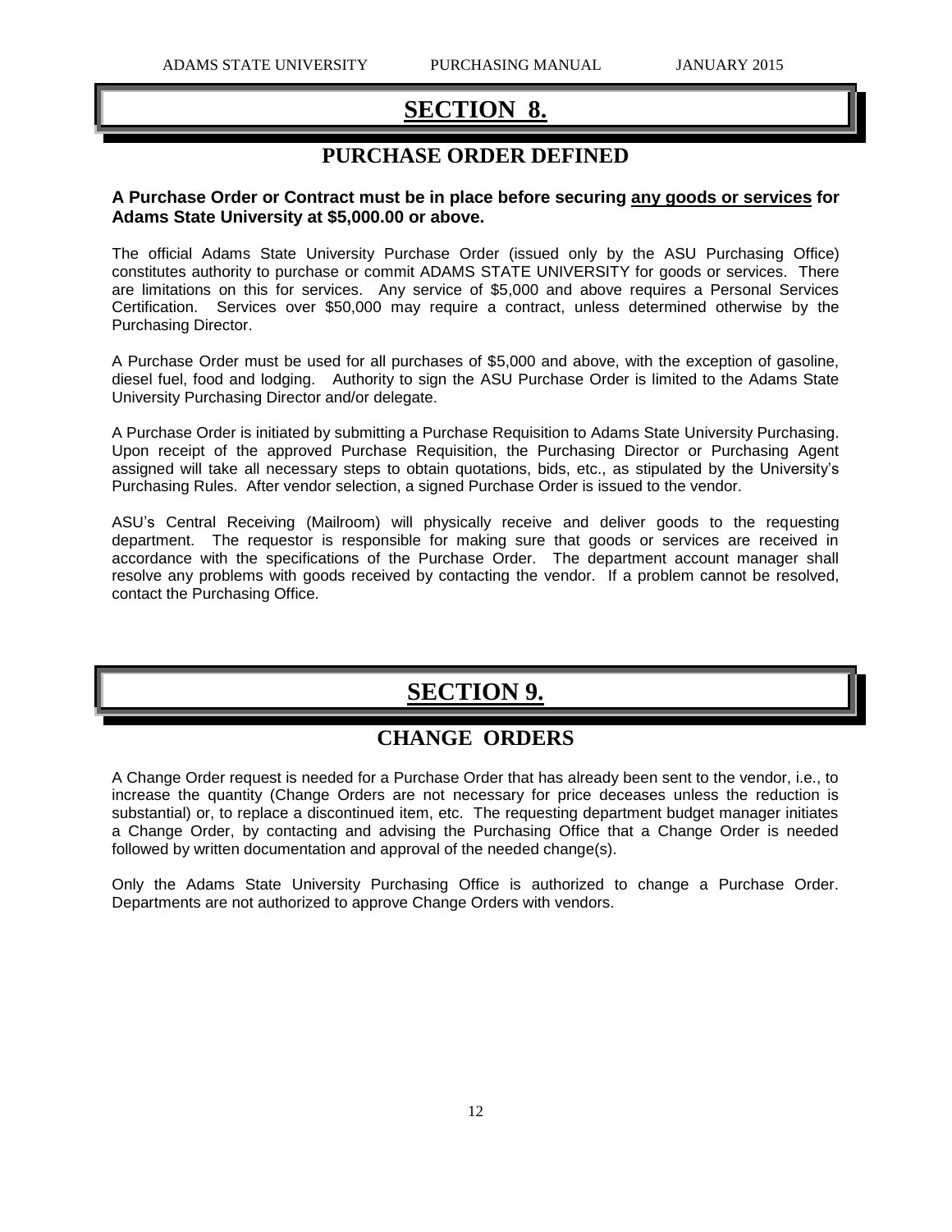# SECTION 8.

## PURCHASE ORDER DEFINED

**A Purchase Order or Contract must be in place before securing any goods or services for Adams State University at $5,000.00 or above.**

The official Adams State University Purchase Order (issued only by the ASU Purchasing Office) constitutes authority to purchase or commit ADAMS STATE UNIVERSITY for goods or services. There are limitations on this for services. Any service of $5,000 and above requires a Personal Services Certification. Services over $50,000 may require a contract, unless determined otherwise by the Purchasing Director.

A Purchase Order must be used for all purchases of $5,000 and above, with the exception of gasoline, diesel fuel, food and lodging. Authority to sign the ASU Purchase Order is limited to the Adams State University Purchasing Director and/or delegate.

A Purchase Order is initiated by submitting a Purchase Requisition to Adams State University Purchasing. Upon receipt of the approved Purchase Requisition, the Purchasing Director or Purchasing Agent assigned will take all necessary steps to obtain quotations, bids, etc., as stipulated by the University's Purchasing Rules. After vendor selection, a signed Purchase Order is issued to the vendor.

ASU's Central Receiving (Mailroom) will physically receive and deliver goods to the requesting department. The requestor is responsible for making sure that goods or services are received in accordance with the specifications of the Purchase Order. The department account manager shall resolve any problems with goods received by contacting the vendor. If a problem cannot be resolved, contact the Purchasing Office.

# SECTION 9.

## CHANGE ORDERS

A Change Order request is needed for a Purchase Order that has already been sent to the vendor, i.e., to increase the quantity (Change Orders are not necessary for price deceases unless the reduction is substantial) or, to replace a discontinued item, etc. The requesting department budget manager initiates a Change Order, by contacting and advising the Purchasing Office that a Change Order is needed followed by written documentation and approval of the needed change(s).

Only the Adams State University Purchasing Office is authorized to change a Purchase Order. Departments are not authorized to approve Change Orders with vendors.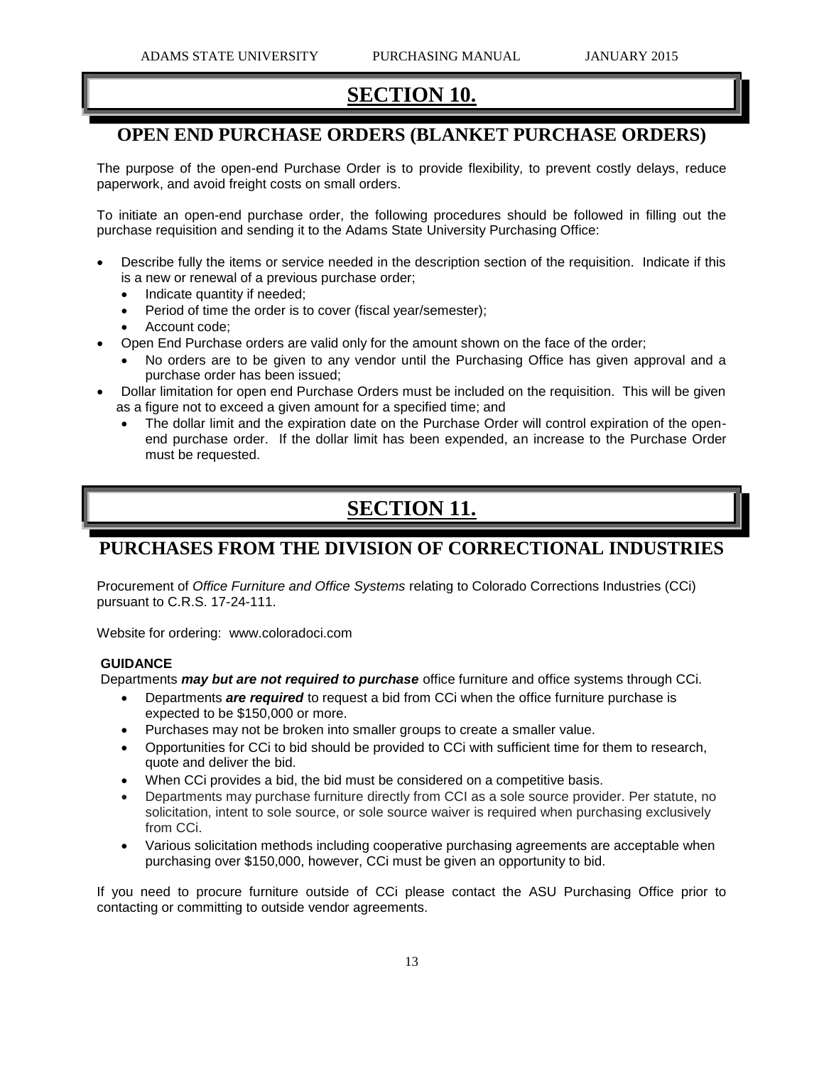# SECTION 10.

## OPEN END PURCHASE ORDERS (BLANKET PURCHASE ORDERS)

The purpose of the open-end Purchase Order is to provide flexibility, to prevent costly delays, reduce paperwork, and avoid freight costs on small orders.

To initiate an open-end purchase order, the following procedures should be followed in filling out the purchase requisition and sending it to the Adams State University Purchasing Office:

- Describe fully the items or service needed in the description section of the requisition. Indicate if this is a new or renewal of a previous purchase order;
  - Indicate quantity if needed;
  - Period of time the order is to cover (fiscal year/semester);
  - Account code;
- Open End Purchase orders are valid only for the amount shown on the face of the order;
  - No orders are to be given to any vendor until the Purchasing Office has given approval and a purchase order has been issued;
- Dollar limitation for open end Purchase Orders must be included on the requisition. This will be given as a figure not to exceed a given amount for a specified time; and
  - The dollar limit and the expiration date on the Purchase Order will control expiration of the open-end purchase order. If the dollar limit has been expended, an increase to the Purchase Order must be requested.

# SECTION 11.

## PURCHASES FROM THE DIVISION OF CORRECTIONAL INDUSTRIES

Procurement of *Office Furniture and Office Systems* relating to Colorado Corrections Industries (CCi) pursuant to C.R.S. 17-24-111.

Website for ordering: www.coloradoci.com

**GUIDANCE**

Departments ***may but are not required to purchase*** office furniture and office systems through CCi.

- Departments ***are required*** to request a bid from CCi when the office furniture purchase is expected to be $150,000 or more.
- Purchases may not be broken into smaller groups to create a smaller value.
- Opportunities for CCi to bid should be provided to CCi with sufficient time for them to research, quote and deliver the bid.
- When CCi provides a bid, the bid must be considered on a competitive basis.
- Departments may purchase furniture directly from CCI as a sole source provider. Per statute, no solicitation, intent to sole source, or sole source waiver is required when purchasing exclusively from CCi.
- Various solicitation methods including cooperative purchasing agreements are acceptable when purchasing over $150,000, however, CCi must be given an opportunity to bid.

If you need to procure furniture outside of CCi please contact the ASU Purchasing Office prior to contacting or committing to outside vendor agreements.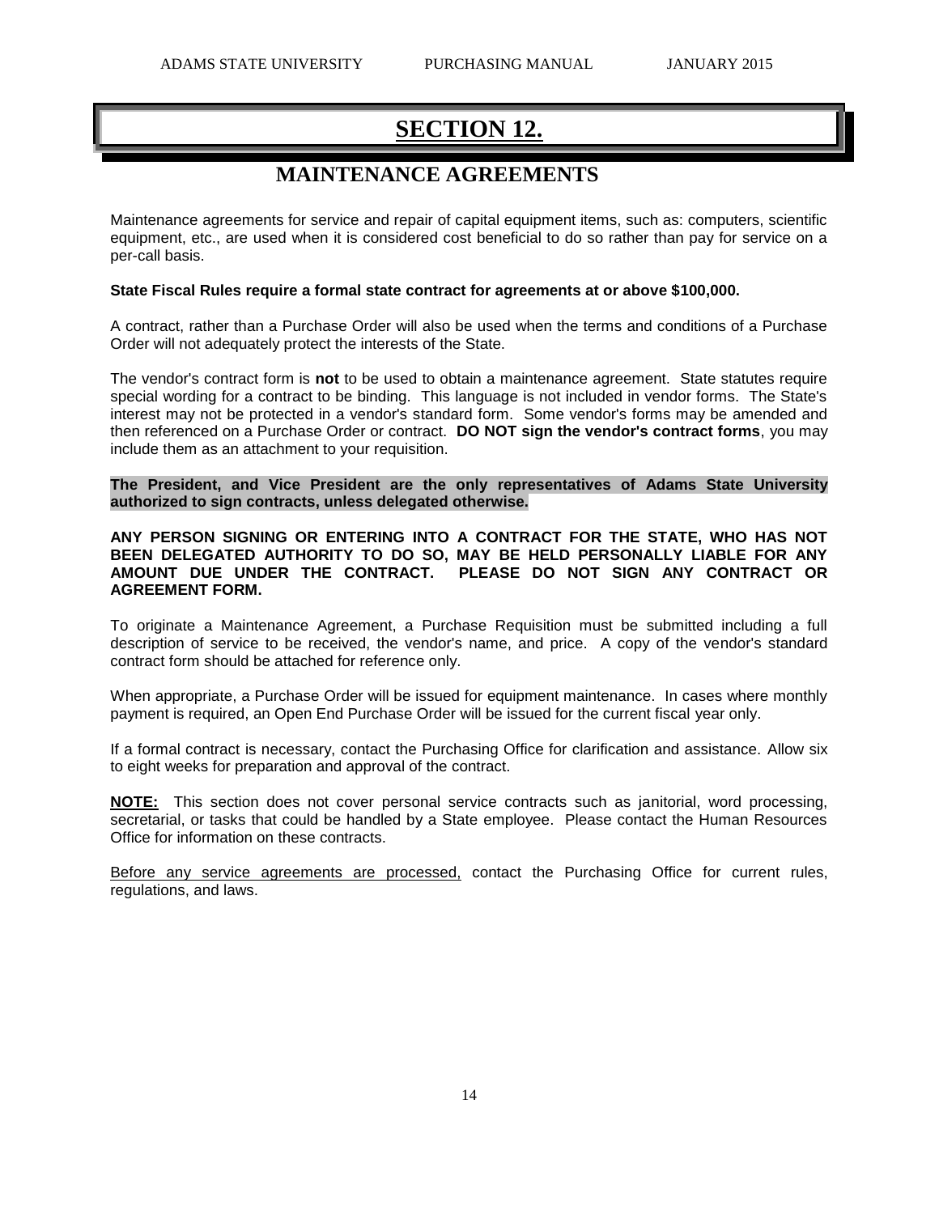# SECTION 12.

## MAINTENANCE AGREEMENTS

Maintenance agreements for service and repair of capital equipment items, such as: computers, scientific equipment, etc., are used when it is considered cost beneficial to do so rather than pay for service on a per-call basis.

**State Fiscal Rules require a formal state contract for agreements at or above $100,000.**

A contract, rather than a Purchase Order will also be used when the terms and conditions of a Purchase Order will not adequately protect the interests of the State.

The vendor's contract form is **not** to be used to obtain a maintenance agreement. State statutes require special wording for a contract to be binding. This language is not included in vendor forms. The State's interest may not be protected in a vendor's standard form. Some vendor's forms may be amended and then referenced on a Purchase Order or contract. **DO NOT sign the vendor's contract forms**, you may include them as an attachment to your requisition.

**The President, and Vice President are the only representatives of Adams State University authorized to sign contracts, unless delegated otherwise.**

**ANY PERSON SIGNING OR ENTERING INTO A CONTRACT FOR THE STATE, WHO HAS NOT BEEN DELEGATED AUTHORITY TO DO SO, MAY BE HELD PERSONALLY LIABLE FOR ANY AMOUNT DUE UNDER THE CONTRACT. PLEASE DO NOT SIGN ANY CONTRACT OR AGREEMENT FORM.**

To originate a Maintenance Agreement, a Purchase Requisition must be submitted including a full description of service to be received, the vendor's name, and price. A copy of the vendor's standard contract form should be attached for reference only.

When appropriate, a Purchase Order will be issued for equipment maintenance. In cases where monthly payment is required, an Open End Purchase Order will be issued for the current fiscal year only.

If a formal contract is necessary, contact the Purchasing Office for clarification and assistance. Allow six to eight weeks for preparation and approval of the contract.

**NOTE:** This section does not cover personal service contracts such as janitorial, word processing, secretarial, or tasks that could be handled by a State employee. Please contact the Human Resources Office for information on these contracts.

Before any service agreements are processed, contact the Purchasing Office for current rules, regulations, and laws.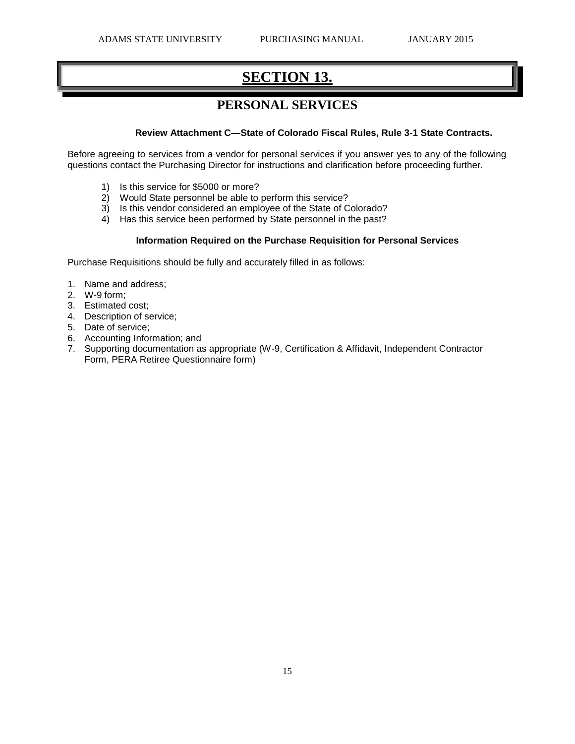# SECTION 13.

## PERSONAL SERVICES

**Review Attachment C—State of Colorado Fiscal Rules, Rule 3-1 State Contracts.**

Before agreeing to services from a vendor for personal services if you answer yes to any of the following questions contact the Purchasing Director for instructions and clarification before proceeding further.

1) Is this service for $5000 or more?
2) Would State personnel be able to perform this service?
3) Is this vendor considered an employee of the State of Colorado?
4) Has this service been performed by State personnel in the past?

**Information Required on the Purchase Requisition for Personal Services**

Purchase Requisitions should be fully and accurately filled in as follows:

1. Name and address;
2. W-9 form;
3. Estimated cost;
4. Description of service;
5. Date of service;
6. Accounting Information; and
7. Supporting documentation as appropriate (W-9, Certification & Affidavit, Independent Contractor Form, PERA Retiree Questionnaire form)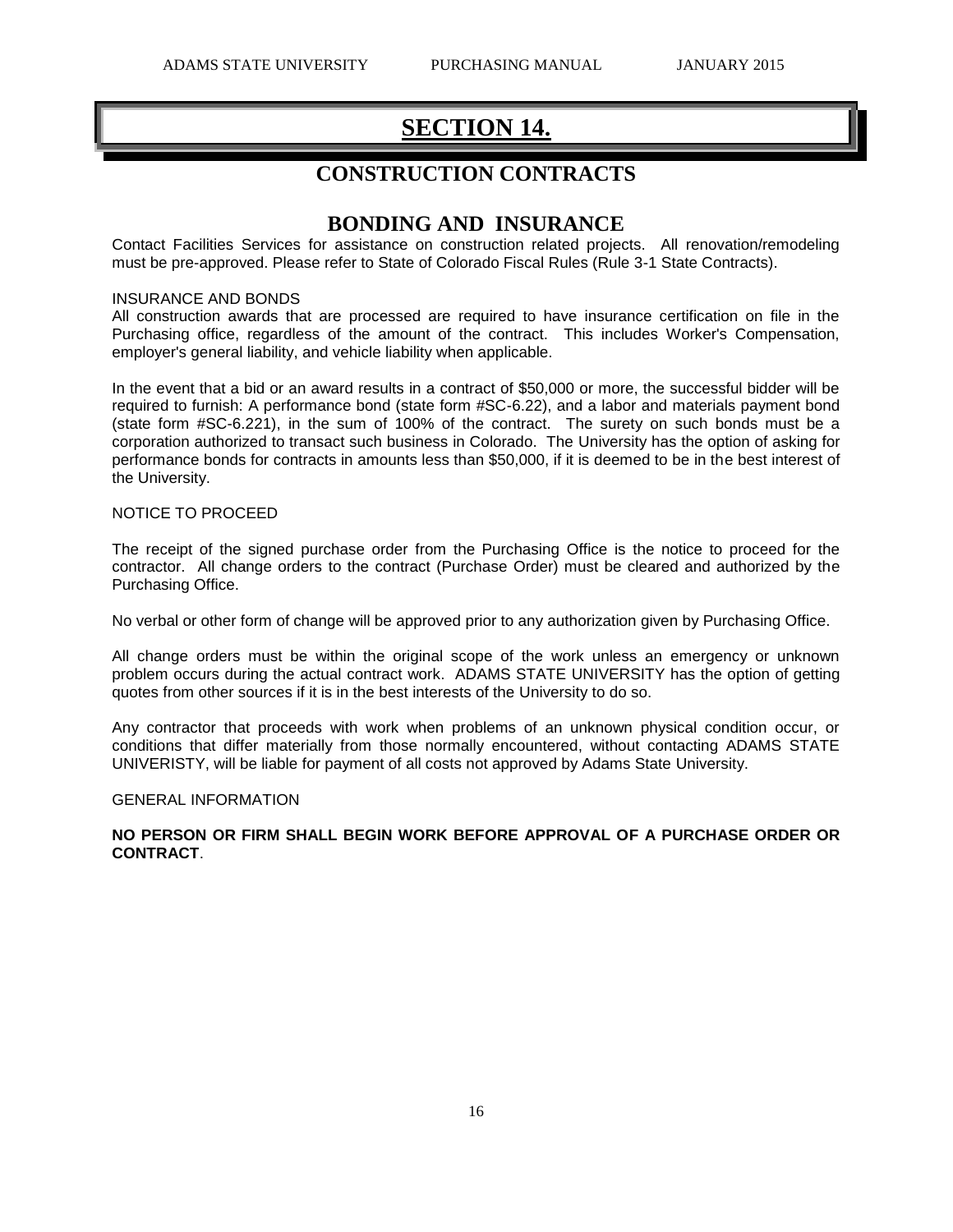# SECTION 14.

## CONSTRUCTION CONTRACTS

## BONDING AND INSURANCE

Contact Facilities Services for assistance on construction related projects. All renovation/remodeling must be pre-approved. Please refer to State of Colorado Fiscal Rules (Rule 3-1 State Contracts).

INSURANCE AND BONDS

All construction awards that are processed are required to have insurance certification on file in the Purchasing office, regardless of the amount of the contract. This includes Worker's Compensation, employer's general liability, and vehicle liability when applicable.

In the event that a bid or an award results in a contract of $50,000 or more, the successful bidder will be required to furnish: A performance bond (state form #SC-6.22), and a labor and materials payment bond (state form #SC-6.221), in the sum of 100% of the contract. The surety on such bonds must be a corporation authorized to transact such business in Colorado. The University has the option of asking for performance bonds for contracts in amounts less than $50,000, if it is deemed to be in the best interest of the University.

NOTICE TO PROCEED

The receipt of the signed purchase order from the Purchasing Office is the notice to proceed for the contractor. All change orders to the contract (Purchase Order) must be cleared and authorized by the Purchasing Office.

No verbal or other form of change will be approved prior to any authorization given by Purchasing Office.

All change orders must be within the original scope of the work unless an emergency or unknown problem occurs during the actual contract work. ADAMS STATE UNIVERSITY has the option of getting quotes from other sources if it is in the best interests of the University to do so.

Any contractor that proceeds with work when problems of an unknown physical condition occur, or conditions that differ materially from those normally encountered, without contacting ADAMS STATE UNIVERISTY, will be liable for payment of all costs not approved by Adams State University.

GENERAL INFORMATION

**NO PERSON OR FIRM SHALL BEGIN WORK BEFORE APPROVAL OF A PURCHASE ORDER OR CONTRACT**.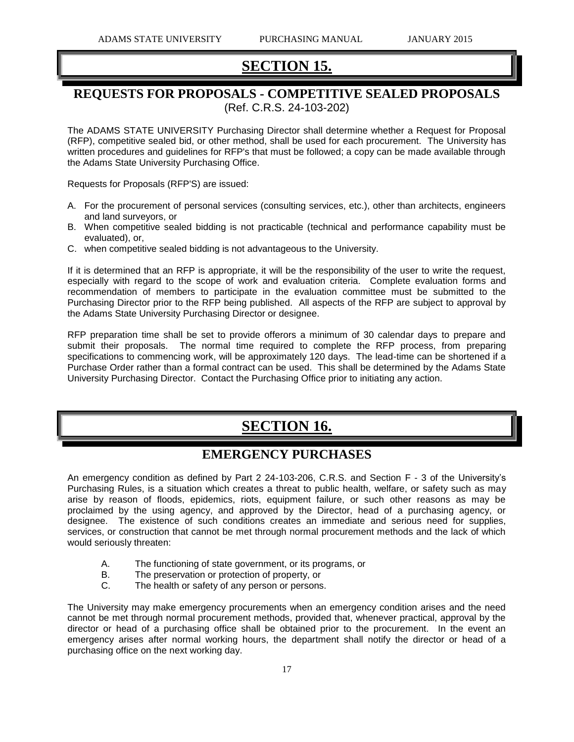# SECTION 15.

## REQUESTS FOR PROPOSALS - COMPETITIVE SEALED PROPOSALS

(Ref. C.R.S. 24-103-202)

The ADAMS STATE UNIVERSITY Purchasing Director shall determine whether a Request for Proposal (RFP), competitive sealed bid, or other method, shall be used for each procurement. The University has written procedures and guidelines for RFP's that must be followed; a copy can be made available through the Adams State University Purchasing Office.

Requests for Proposals (RFP'S) are issued:

A. For the procurement of personal services (consulting services, etc.), other than architects, engineers and land surveyors, or
B. When competitive sealed bidding is not practicable (technical and performance capability must be evaluated), or,
C. when competitive sealed bidding is not advantageous to the University.

If it is determined that an RFP is appropriate, it will be the responsibility of the user to write the request, especially with regard to the scope of work and evaluation criteria. Complete evaluation forms and recommendation of members to participate in the evaluation committee must be submitted to the Purchasing Director prior to the RFP being published. All aspects of the RFP are subject to approval by the Adams State University Purchasing Director or designee.

RFP preparation time shall be set to provide offerors a minimum of 30 calendar days to prepare and submit their proposals. The normal time required to complete the RFP process, from preparing specifications to commencing work, will be approximately 120 days. The lead-time can be shortened if a Purchase Order rather than a formal contract can be used. This shall be determined by the Adams State University Purchasing Director. Contact the Purchasing Office prior to initiating any action.

# SECTION 16.

## EMERGENCY PURCHASES

An emergency condition as defined by Part 2 24-103-206, C.R.S. and Section F - 3 of the University's Purchasing Rules, is a situation which creates a threat to public health, welfare, or safety such as may arise by reason of floods, epidemics, riots, equipment failure, or such other reasons as may be proclaimed by the using agency, and approved by the Director, head of a purchasing agency, or designee. The existence of such conditions creates an immediate and serious need for supplies, services, or construction that cannot be met through normal procurement methods and the lack of which would seriously threaten:

A. The functioning of state government, or its programs, or
B. The preservation or protection of property, or
C. The health or safety of any person or persons.

The University may make emergency procurements when an emergency condition arises and the need cannot be met through normal procurement methods, provided that, whenever practical, approval by the director or head of a purchasing office shall be obtained prior to the procurement. In the event an emergency arises after normal working hours, the department shall notify the director or head of a purchasing office on the next working day.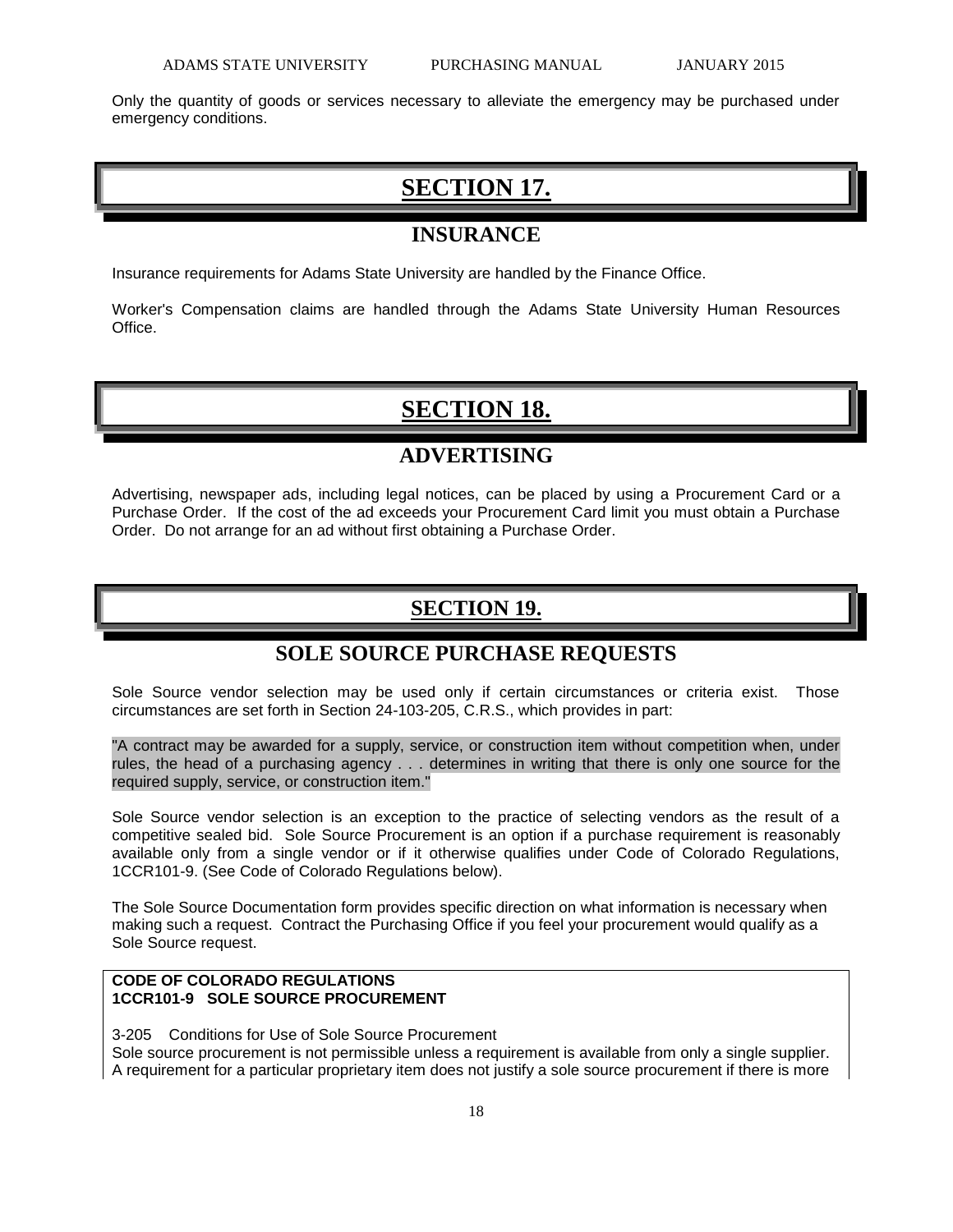Only the quantity of goods or services necessary to alleviate the emergency may be purchased under emergency conditions.

# SECTION 17.

## INSURANCE

Insurance requirements for Adams State University are handled by the Finance Office.

Worker's Compensation claims are handled through the Adams State University Human Resources Office.

# SECTION 18.

## ADVERTISING

Advertising, newspaper ads, including legal notices, can be placed by using a Procurement Card or a Purchase Order. If the cost of the ad exceeds your Procurement Card limit you must obtain a Purchase Order. Do not arrange for an ad without first obtaining a Purchase Order.

# SECTION 19.

## SOLE SOURCE PURCHASE REQUESTS

Sole Source vendor selection may be used only if certain circumstances or criteria exist. Those circumstances are set forth in Section 24-103-205, C.R.S., which provides in part:

"A contract may be awarded for a supply, service, or construction item without competition when, under rules, the head of a purchasing agency . . . determines in writing that there is only one source for the required supply, service, or construction item."

Sole Source vendor selection is an exception to the practice of selecting vendors as the result of a competitive sealed bid. Sole Source Procurement is an option if a purchase requirement is reasonably available only from a single vendor or if it otherwise qualifies under Code of Colorado Regulations, 1CCR101-9. (See Code of Colorado Regulations below).

The Sole Source Documentation form provides specific direction on what information is necessary when making such a request. Contract the Purchasing Office if you feel your procurement would qualify as a Sole Source request.

**CODE OF COLORADO REGULATIONS**
**1CCR101-9 SOLE SOURCE PROCUREMENT**

3-205 Conditions for Use of Sole Source Procurement
Sole source procurement is not permissible unless a requirement is available from only a single supplier. A requirement for a particular proprietary item does not justify a sole source procurement if there is more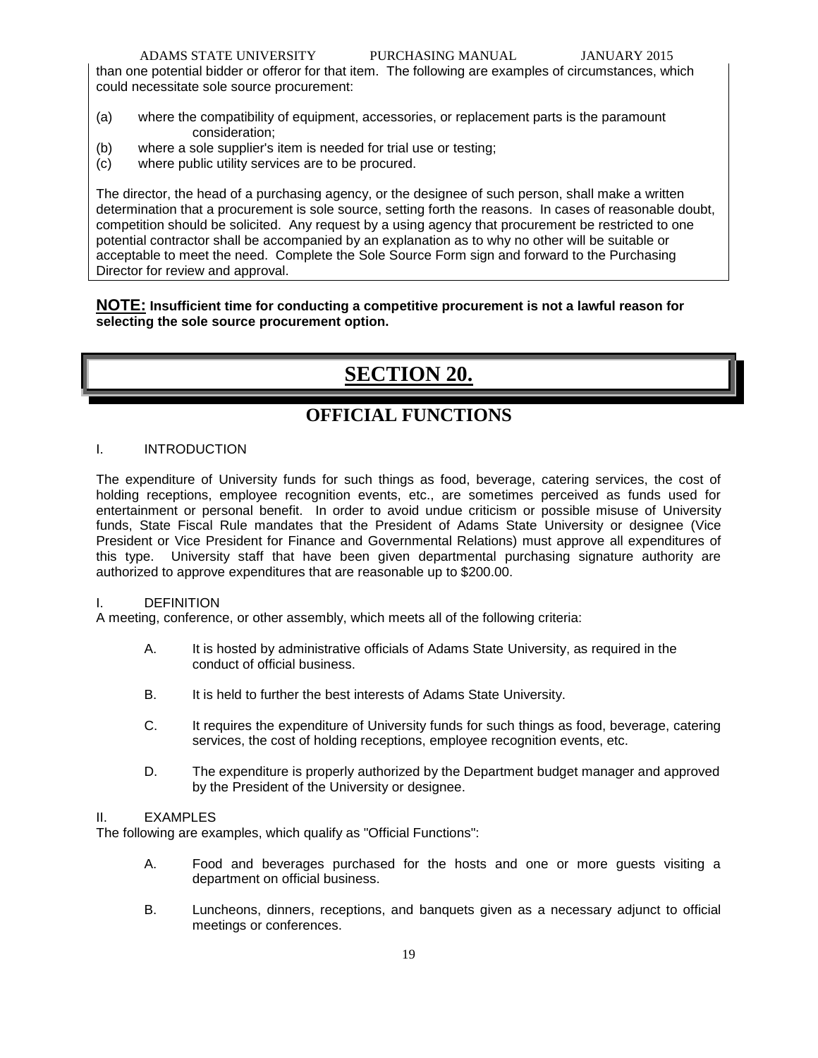than one potential bidder or offeror for that item. The following are examples of circumstances, which could necessitate sole source procurement:

(a) where the compatibility of equipment, accessories, or replacement parts is the paramount consideration;
(b) where a sole supplier's item is needed for trial use or testing;
(c) where public utility services are to be procured.

The director, the head of a purchasing agency, or the designee of such person, shall make a written determination that a procurement is sole source, setting forth the reasons. In cases of reasonable doubt, competition should be solicited. Any request by a using agency that procurement be restricted to one potential contractor shall be accompanied by an explanation as to why no other will be suitable or acceptable to meet the need. Complete the Sole Source Form sign and forward to the Purchasing Director for review and approval.

**NOTE: Insufficient time for conducting a competitive procurement is not a lawful reason for selecting the sole source procurement option.**

# SECTION 20.

## OFFICIAL FUNCTIONS

I. INTRODUCTION

The expenditure of University funds for such things as food, beverage, catering services, the cost of holding receptions, employee recognition events, etc., are sometimes perceived as funds used for entertainment or personal benefit. In order to avoid undue criticism or possible misuse of University funds, State Fiscal Rule mandates that the President of Adams State University or designee (Vice President or Vice President for Finance and Governmental Relations) must approve all expenditures of this type. University staff that have been given departmental purchasing signature authority are authorized to approve expenditures that are reasonable up to $200.00.

I. DEFINITION

A meeting, conference, or other assembly, which meets all of the following criteria:

A. It is hosted by administrative officials of Adams State University, as required in the conduct of official business.

B. It is held to further the best interests of Adams State University.

C. It requires the expenditure of University funds for such things as food, beverage, catering services, the cost of holding receptions, employee recognition events, etc.

D. The expenditure is properly authorized by the Department budget manager and approved by the President of the University or designee.

II. EXAMPLES

The following are examples, which qualify as "Official Functions":

A. Food and beverages purchased for the hosts and one or more guests visiting a department on official business.

B. Luncheons, dinners, receptions, and banquets given as a necessary adjunct to official meetings or conferences.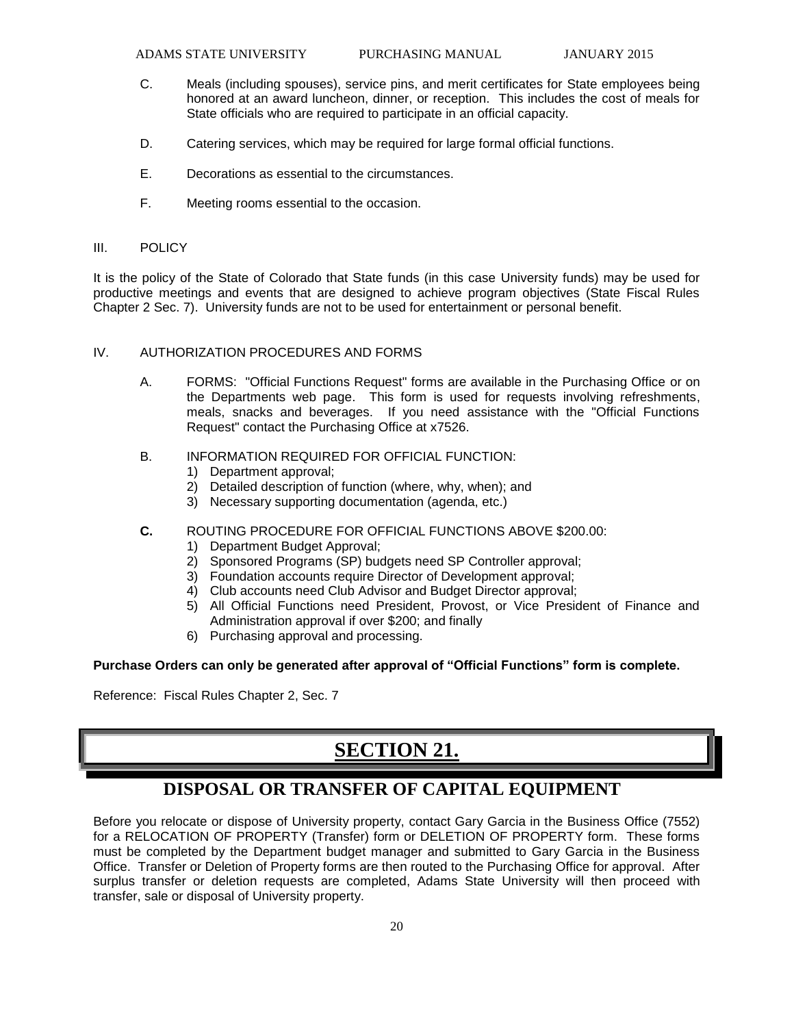C. Meals (including spouses), service pins, and merit certificates for State employees being honored at an award luncheon, dinner, or reception. This includes the cost of meals for State officials who are required to participate in an official capacity.

D. Catering services, which may be required for large formal official functions.

E. Decorations as essential to the circumstances.

F. Meeting rooms essential to the occasion.

III. POLICY

It is the policy of the State of Colorado that State funds (in this case University funds) may be used for productive meetings and events that are designed to achieve program objectives (State Fiscal Rules Chapter 2 Sec. 7). University funds are not to be used for entertainment or personal benefit.

IV. AUTHORIZATION PROCEDURES AND FORMS

A. FORMS: "Official Functions Request" forms are available in the Purchasing Office or on the Departments web page. This form is used for requests involving refreshments, meals, snacks and beverages. If you need assistance with the "Official Functions Request" contact the Purchasing Office at x7526.

B. INFORMATION REQUIRED FOR OFFICIAL FUNCTION:
   1) Department approval;
   2) Detailed description of function (where, why, when); and
   3) Necessary supporting documentation (agenda, etc.)

**C.** ROUTING PROCEDURE FOR OFFICIAL FUNCTIONS ABOVE $200.00:
   1) Department Budget Approval;
   2) Sponsored Programs (SP) budgets need SP Controller approval;
   3) Foundation accounts require Director of Development approval;
   4) Club accounts need Club Advisor and Budget Director approval;
   5) All Official Functions need President, Provost, or Vice President of Finance and Administration approval if over $200; and finally
   6) Purchasing approval and processing.

**Purchase Orders can only be generated after approval of "Official Functions" form is complete.**

Reference: Fiscal Rules Chapter 2, Sec. 7

# SECTION 21.

## DISPOSAL OR TRANSFER OF CAPITAL EQUIPMENT

Before you relocate or dispose of University property, contact Gary Garcia in the Business Office (7552) for a RELOCATION OF PROPERTY (Transfer) form or DELETION OF PROPERTY form. These forms must be completed by the Department budget manager and submitted to Gary Garcia in the Business Office. Transfer or Deletion of Property forms are then routed to the Purchasing Office for approval. After surplus transfer or deletion requests are completed, Adams State University will then proceed with transfer, sale or disposal of University property.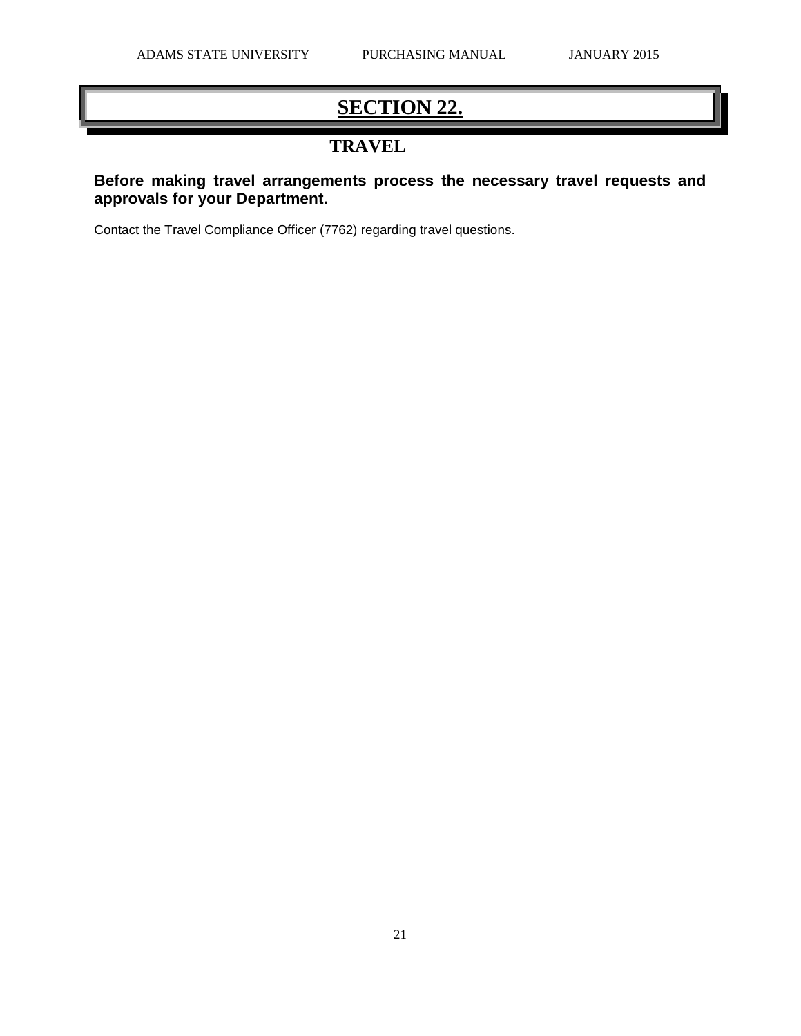# SECTION 22.

## TRAVEL

**Before making travel arrangements process the necessary travel requests and approvals for your Department.**

Contact the Travel Compliance Officer (7762) regarding travel questions.